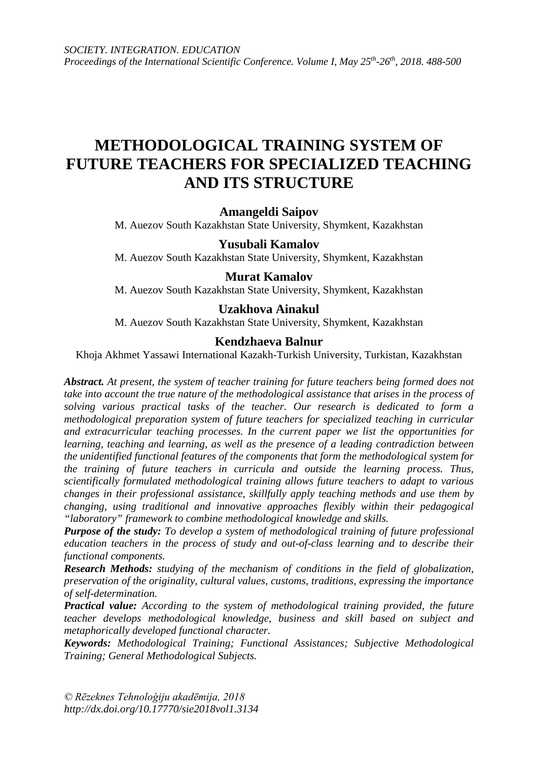# METHODOLOGICAL TRAINING SYSTEM OF FUTURE TEACHERS FOR SPECIALIZED TEACHING AND ITS STRUCTURE

**Amangeldi Saipov**
M. Auezov South Kazakhstan State University, Shymkent, Kazakhstan

**Yusubali Kamalov**
M. Auezov South Kazakhstan State University, Shymkent, Kazakhstan

**Murat Kamalov**
M. Auezov South Kazakhstan State University, Shymkent, Kazakhstan

**Uzakhova Ainakul**
M. Auezov South Kazakhstan State University, Shymkent, Kazakhstan

**Kendzhaeva Balnur**
Khoja Akhmet Yassawi International Kazakh-Turkish University, Turkistan, Kazakhstan

***Abstract.*** *At present, the system of teacher training for future teachers being formed does not take into account the true nature of the methodological assistance that arises in the process of solving various practical tasks of the teacher. Our research is dedicated to form a methodological preparation system of future teachers for specialized teaching in curricular and extracurricular teaching processes. In the current paper we list the opportunities for learning, teaching and learning, as well as the presence of a leading contradiction between the unidentified functional features of the components that form the methodological system for the training of future teachers in curricula and outside the learning process. Thus, scientifically formulated methodological training allows future teachers to adapt to various changes in their professional assistance, skillfully apply teaching methods and use them by changing, using traditional and innovative approaches flexibly within their pedagogical "laboratory" framework to combine methodological knowledge and skills.*

***Purpose of the study:*** *To develop a system of methodological training of future professional education teachers in the process of study and out-of-class learning and to describe their functional components.*

***Research Methods:*** *studying of the mechanism of conditions in the field of globalization, preservation of the originality, cultural values, customs, traditions, expressing the importance of self-determination.*

***Practical value:*** *According to the system of methodological training provided, the future teacher develops methodological knowledge, business and skill based on subject and metaphorically developed functional character.*

***Keywords:*** *Methodological Training; Functional Assistances; Subjective Methodological Training; General Methodological Subjects.*

*© Rēzeknes Tehnoloģiju akadēmija, 2018*
*http://dx.doi.org/10.17770/sie2018vol1.3134*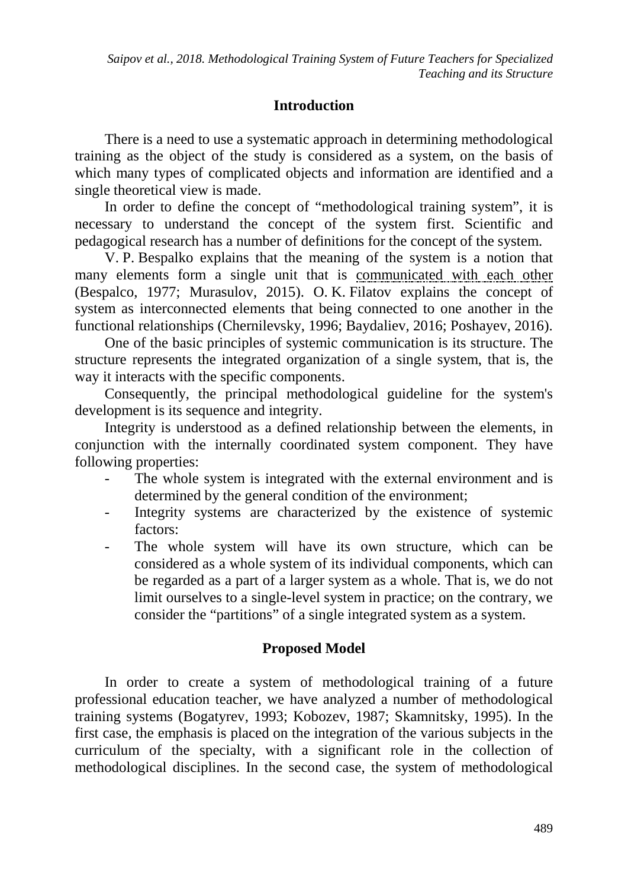## Introduction

There is a need to use a systematic approach in determining methodological training as the object of the study is considered as a system, on the basis of which many types of complicated objects and information are identified and a single theoretical view is made.

In order to define the concept of "methodological training system", it is necessary to understand the concept of the system first. Scientific and pedagogical research has a number of definitions for the concept of the system.

V. P. Bespalko explains that the meaning of the system is a notion that many elements form a single unit that is communicated with each other (Bespalco, 1977; Murasulov, 2015). O. K. Filatov explains the concept of system as interconnected elements that being connected to one another in the functional relationships (Chernilevsky, 1996; Baydaliev, 2016; Poshayev, 2016).

One of the basic principles of systemic communication is its structure. The structure represents the integrated organization of a single system, that is, the way it interacts with the specific components.

Consequently, the principal methodological guideline for the system's development is its sequence and integrity.

Integrity is understood as a defined relationship between the elements, in conjunction with the internally coordinated system component. They have following properties:

- The whole system is integrated with the external environment and is determined by the general condition of the environment;
- Integrity systems are characterized by the existence of systemic factors:
- The whole system will have its own structure, which can be considered as a whole system of its individual components, which can be regarded as a part of a larger system as a whole. That is, we do not limit ourselves to a single-level system in practice; on the contrary, we consider the "partitions" of a single integrated system as a system.

## Proposed Model

In order to create a system of methodological training of a future professional education teacher, we have analyzed a number of methodological training systems (Bogatyrev, 1993; Kobozev, 1987; Skamnitsky, 1995). In the first case, the emphasis is placed on the integration of the various subjects in the curriculum of the specialty, with a significant role in the collection of methodological disciplines. In the second case, the system of methodological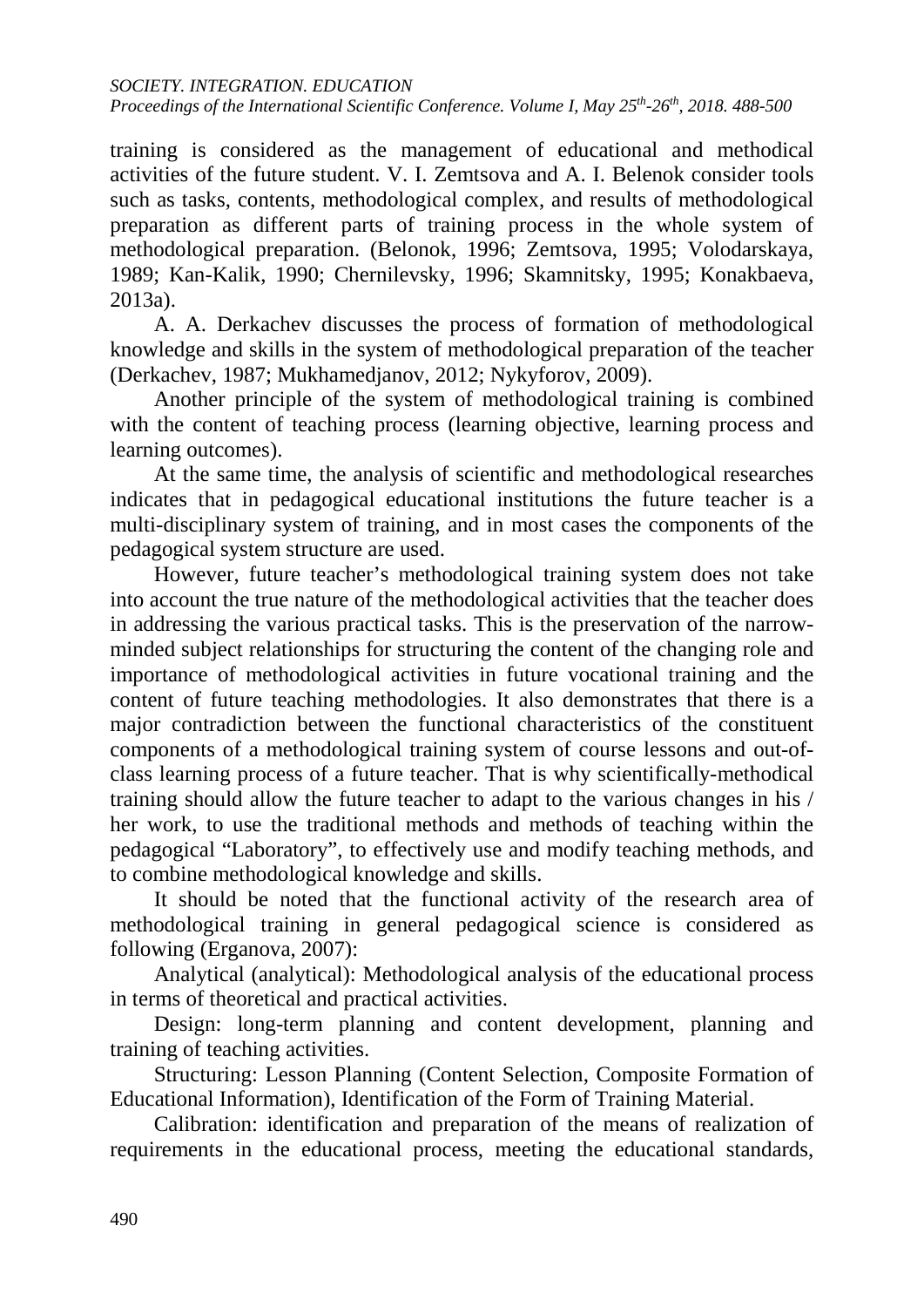training is considered as the management of educational and methodical activities of the future student. V. I. Zemtsova and A. I. Belenok consider tools such as tasks, contents, methodological complex, and results of methodological preparation as different parts of training process in the whole system of methodological preparation. (Belonok, 1996; Zemtsova, 1995; Volodarskaya, 1989; Kan-Kalik, 1990; Chernilevsky, 1996; Skamnitsky, 1995; Konakbaeva, 2013a).

A. A. Derkachev discusses the process of formation of methodological knowledge and skills in the system of methodological preparation of the teacher (Derkachev, 1987; Mukhamedjanov, 2012; Nykyforov, 2009).

Another principle of the system of methodological training is combined with the content of teaching process (learning objective, learning process and learning outcomes).

At the same time, the analysis of scientific and methodological researches indicates that in pedagogical educational institutions the future teacher is a multi-disciplinary system of training, and in most cases the components of the pedagogical system structure are used.

However, future teacher's methodological training system does not take into account the true nature of the methodological activities that the teacher does in addressing the various practical tasks. This is the preservation of the narrow-minded subject relationships for structuring the content of the changing role and importance of methodological activities in future vocational training and the content of future teaching methodologies. It also demonstrates that there is a major contradiction between the functional characteristics of the constituent components of a methodological training system of course lessons and out-of-class learning process of a future teacher. That is why scientifically-methodical training should allow the future teacher to adapt to the various changes in his / her work, to use the traditional methods and methods of teaching within the pedagogical "Laboratory", to effectively use and modify teaching methods, and to combine methodological knowledge and skills.

It should be noted that the functional activity of the research area of methodological training in general pedagogical science is considered as following (Erganova, 2007):

Analytical (analytical): Methodological analysis of the educational process in terms of theoretical and practical activities.

Design: long-term planning and content development, planning and training of teaching activities.

Structuring: Lesson Planning (Content Selection, Composite Formation of Educational Information), Identification of the Form of Training Material.

Calibration: identification and preparation of the means of realization of requirements in the educational process, meeting the educational standards,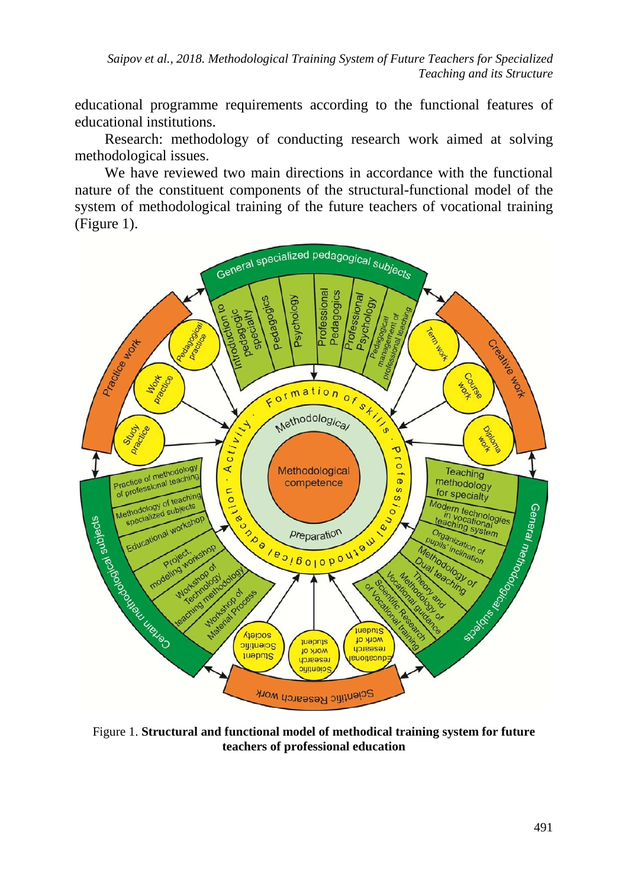educational programme requirements according to the functional features of educational institutions.

Research: methodology of conducting research work aimed at solving methodological issues.

We have reviewed two main directions in accordance with the functional nature of the constituent components of the structural-functional model of the system of methodological training of the future teachers of vocational training (Figure 1).

Figure 1. **Structural and functional model of methodical training system for future teachers of professional education**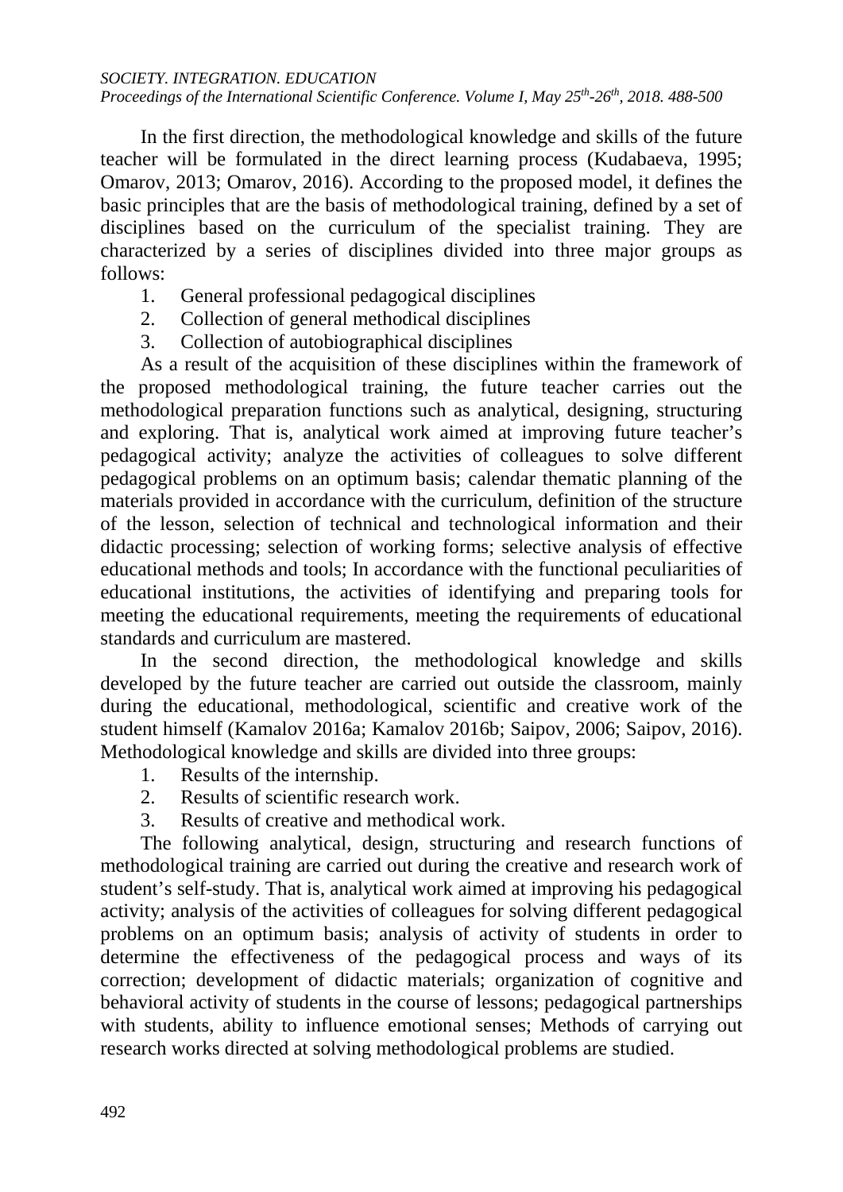In the first direction, the methodological knowledge and skills of the future teacher will be formulated in the direct learning process (Kudabaeva, 1995; Omarov, 2013; Omarov, 2016). According to the proposed model, it defines the basic principles that are the basis of methodological training, defined by a set of disciplines based on the curriculum of the specialist training. They are characterized by a series of disciplines divided into three major groups as follows:

1. General professional pedagogical disciplines
2. Collection of general methodical disciplines
3. Collection of autobiographical disciplines

As a result of the acquisition of these disciplines within the framework of the proposed methodological training, the future teacher carries out the methodological preparation functions such as analytical, designing, structuring and exploring. That is, analytical work aimed at improving future teacher's pedagogical activity; analyze the activities of colleagues to solve different pedagogical problems on an optimum basis; calendar thematic planning of the materials provided in accordance with the curriculum, definition of the structure of the lesson, selection of technical and technological information and their didactic processing; selection of working forms; selective analysis of effective educational methods and tools; In accordance with the functional peculiarities of educational institutions, the activities of identifying and preparing tools for meeting the educational requirements, meeting the requirements of educational standards and curriculum are mastered.

In the second direction, the methodological knowledge and skills developed by the future teacher are carried out outside the classroom, mainly during the educational, methodological, scientific and creative work of the student himself (Kamalov 2016a; Kamalov 2016b; Saipov, 2006; Saipov, 2016). Methodological knowledge and skills are divided into three groups:

1. Results of the internship.
2. Results of scientific research work.
3. Results of creative and methodical work.

The following analytical, design, structuring and research functions of methodological training are carried out during the creative and research work of student's self-study. That is, analytical work aimed at improving his pedagogical activity; analysis of the activities of colleagues for solving different pedagogical problems on an optimum basis; analysis of activity of students in order to determine the effectiveness of the pedagogical process and ways of its correction; development of didactic materials; organization of cognitive and behavioral activity of students in the course of lessons; pedagogical partnerships with students, ability to influence emotional senses; Methods of carrying out research works directed at solving methodological problems are studied.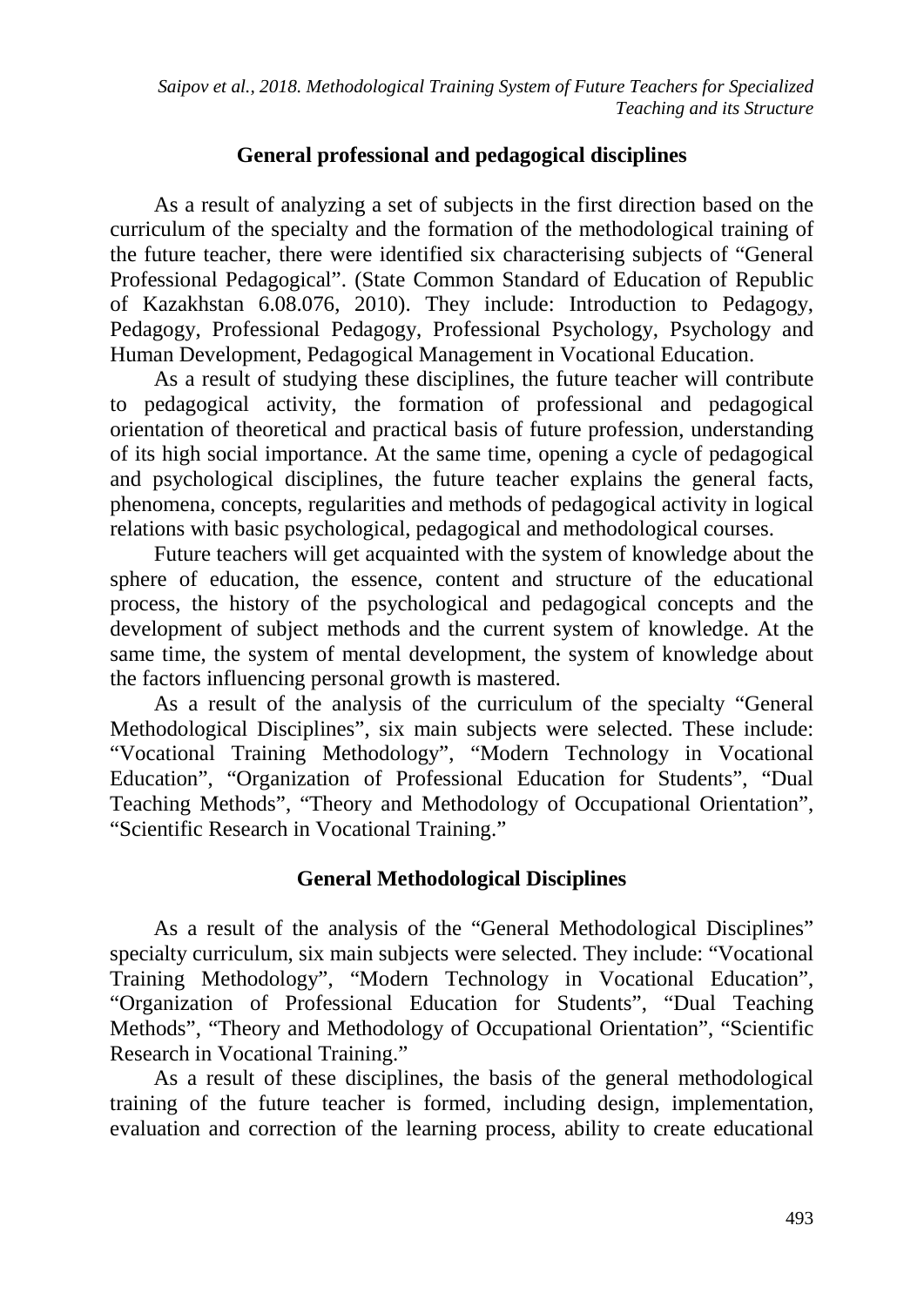### General professional and pedagogical disciplines

As a result of analyzing a set of subjects in the first direction based on the curriculum of the specialty and the formation of the methodological training of the future teacher, there were identified six characterising subjects of "General Professional Pedagogical". (State Common Standard of Education of Republic of Kazakhstan 6.08.076, 2010). They include: Introduction to Pedagogy, Pedagogy, Professional Pedagogy, Professional Psychology, Psychology and Human Development, Pedagogical Management in Vocational Education.

As a result of studying these disciplines, the future teacher will contribute to pedagogical activity, the formation of professional and pedagogical orientation of theoretical and practical basis of future profession, understanding of its high social importance. At the same time, opening a cycle of pedagogical and psychological disciplines, the future teacher explains the general facts, phenomena, concepts, regularities and methods of pedagogical activity in logical relations with basic psychological, pedagogical and methodological courses.

Future teachers will get acquainted with the system of knowledge about the sphere of education, the essence, content and structure of the educational process, the history of the psychological and pedagogical concepts and the development of subject methods and the current system of knowledge. At the same time, the system of mental development, the system of knowledge about the factors influencing personal growth is mastered.

As a result of the analysis of the curriculum of the specialty "General Methodological Disciplines", six main subjects were selected. These include: "Vocational Training Methodology", "Modern Technology in Vocational Education", "Organization of Professional Education for Students", "Dual Teaching Methods", "Theory and Methodology of Occupational Orientation", "Scientific Research in Vocational Training."

### General Methodological Disciplines

As a result of the analysis of the "General Methodological Disciplines" specialty curriculum, six main subjects were selected. They include: "Vocational Training Methodology", "Modern Technology in Vocational Education", "Organization of Professional Education for Students", "Dual Teaching Methods", "Theory and Methodology of Occupational Orientation", "Scientific Research in Vocational Training."

As a result of these disciplines, the basis of the general methodological training of the future teacher is formed, including design, implementation, evaluation and correction of the learning process, ability to create educational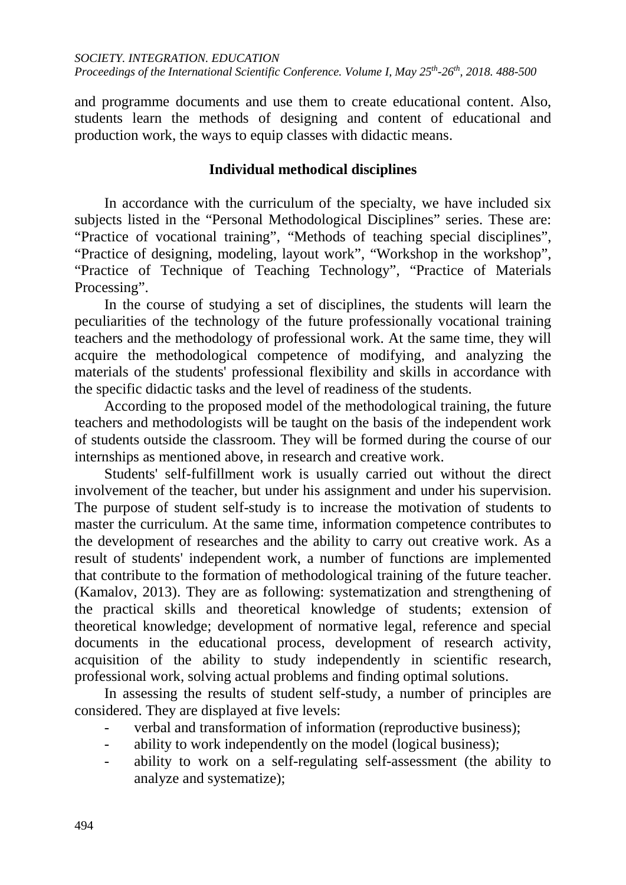and programme documents and use them to create educational content. Also, students learn the methods of designing and content of educational and production work, the ways to equip classes with didactic means.

### Individual methodical disciplines

In accordance with the curriculum of the specialty, we have included six subjects listed in the "Personal Methodological Disciplines" series. These are: "Practice of vocational training", "Methods of teaching special disciplines", "Practice of designing, modeling, layout work", "Workshop in the workshop", "Practice of Technique of Teaching Technology", "Practice of Materials Processing".

In the course of studying a set of disciplines, the students will learn the peculiarities of the technology of the future professionally vocational training teachers and the methodology of professional work. At the same time, they will acquire the methodological competence of modifying, and analyzing the materials of the students' professional flexibility and skills in accordance with the specific didactic tasks and the level of readiness of the students.

According to the proposed model of the methodological training, the future teachers and methodologists will be taught on the basis of the independent work of students outside the classroom. They will be formed during the course of our internships as mentioned above, in research and creative work.

Students' self-fulfillment work is usually carried out without the direct involvement of the teacher, but under his assignment and under his supervision. The purpose of student self-study is to increase the motivation of students to master the curriculum. At the same time, information competence contributes to the development of researches and the ability to carry out creative work. As a result of students' independent work, a number of functions are implemented that contribute to the formation of methodological training of the future teacher. (Kamalov, 2013). They are as following: systematization and strengthening of the practical skills and theoretical knowledge of students; extension of theoretical knowledge; development of normative legal, reference and special documents in the educational process, development of research activity, acquisition of the ability to study independently in scientific research, professional work, solving actual problems and finding optimal solutions.

In assessing the results of student self-study, a number of principles are considered. They are displayed at five levels:

- verbal and transformation of information (reproductive business);
- ability to work independently on the model (logical business);
- ability to work on a self-regulating self-assessment (the ability to analyze and systematize);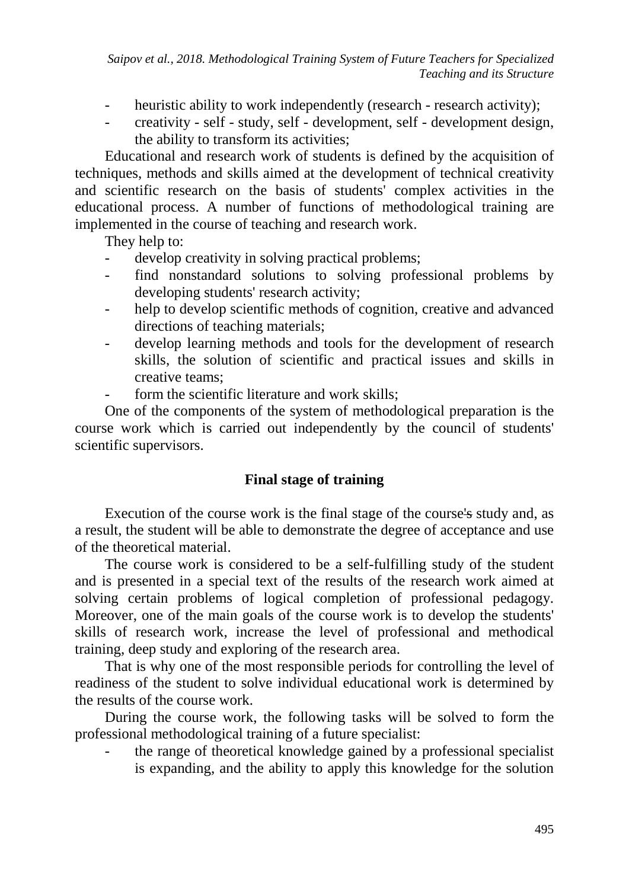- heuristic ability to work independently (research - research activity);
- creativity - self - study, self - development, self - development design, the ability to transform its activities;

Educational and research work of students is defined by the acquisition of techniques, methods and skills aimed at the development of technical creativity and scientific research on the basis of students' complex activities in the educational process. A number of functions of methodological training are implemented in the course of teaching and research work.

They help to:

- develop creativity in solving practical problems;
- find nonstandard solutions to solving professional problems by developing students' research activity;
- help to develop scientific methods of cognition, creative and advanced directions of teaching materials;
- develop learning methods and tools for the development of research skills, the solution of scientific and practical issues and skills in creative teams;
- form the scientific literature and work skills;

One of the components of the system of methodological preparation is the course work which is carried out independently by the council of students' scientific supervisors.

## Final stage of training

Execution of the course work is the final stage of the course's study and, as a result, the student will be able to demonstrate the degree of acceptance and use of the theoretical material.

The course work is considered to be a self-fulfilling study of the student and is presented in a special text of the results of the research work aimed at solving certain problems of logical completion of professional pedagogy. Moreover, one of the main goals of the course work is to develop the students' skills of research work, increase the level of professional and methodical training, deep study and exploring of the research area.

That is why one of the most responsible periods for controlling the level of readiness of the student to solve individual educational work is determined by the results of the course work.

During the course work, the following tasks will be solved to form the professional methodological training of a future specialist:

- the range of theoretical knowledge gained by a professional specialist is expanding, and the ability to apply this knowledge for the solution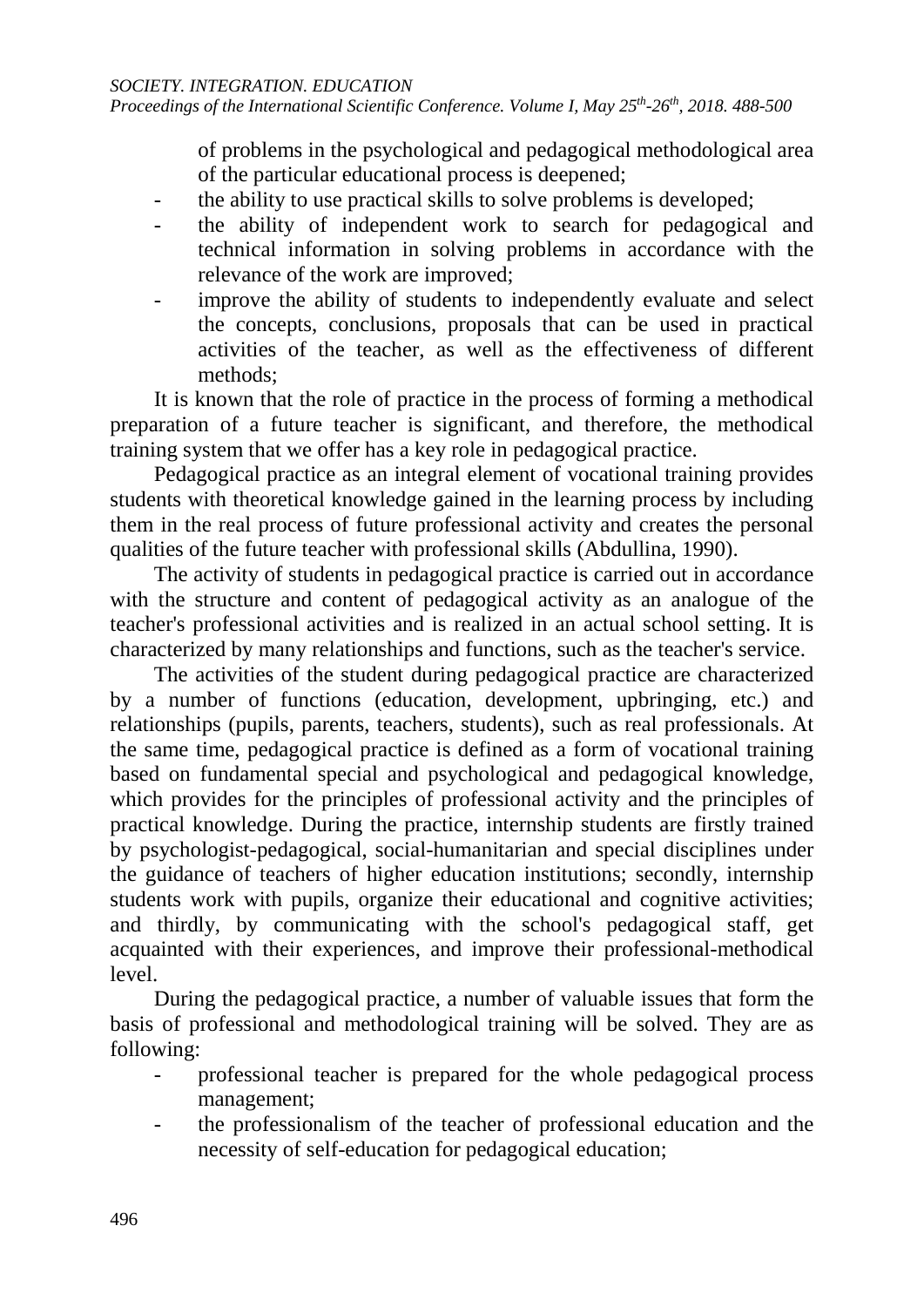of problems in the psychological and pedagogical methodological area of the particular educational process is deepened;

- the ability to use practical skills to solve problems is developed;
- the ability of independent work to search for pedagogical and technical information in solving problems in accordance with the relevance of the work are improved;
- improve the ability of students to independently evaluate and select the concepts, conclusions, proposals that can be used in practical activities of the teacher, as well as the effectiveness of different methods;

It is known that the role of practice in the process of forming a methodical preparation of a future teacher is significant, and therefore, the methodical training system that we offer has a key role in pedagogical practice.

Pedagogical practice as an integral element of vocational training provides students with theoretical knowledge gained in the learning process by including them in the real process of future professional activity and creates the personal qualities of the future teacher with professional skills (Abdullina, 1990).

The activity of students in pedagogical practice is carried out in accordance with the structure and content of pedagogical activity as an analogue of the teacher's professional activities and is realized in an actual school setting. It is characterized by many relationships and functions, such as the teacher's service.

The activities of the student during pedagogical practice are characterized by a number of functions (education, development, upbringing, etc.) and relationships (pupils, parents, teachers, students), such as real professionals. At the same time, pedagogical practice is defined as a form of vocational training based on fundamental special and psychological and pedagogical knowledge, which provides for the principles of professional activity and the principles of practical knowledge. During the practice, internship students are firstly trained by psychologist-pedagogical, social-humanitarian and special disciplines under the guidance of teachers of higher education institutions; secondly, internship students work with pupils, organize their educational and cognitive activities; and thirdly, by communicating with the school's pedagogical staff, get acquainted with their experiences, and improve their professional-methodical level.

During the pedagogical practice, a number of valuable issues that form the basis of professional and methodological training will be solved. They are as following:

- professional teacher is prepared for the whole pedagogical process management;
- the professionalism of the teacher of professional education and the necessity of self-education for pedagogical education;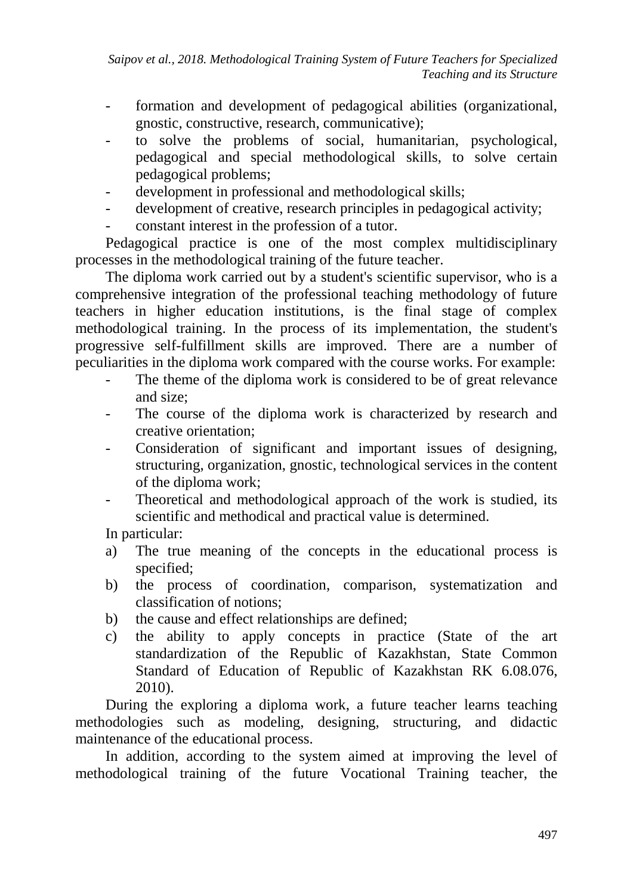- formation and development of pedagogical abilities (organizational, gnostic, constructive, research, communicative);
- to solve the problems of social, humanitarian, psychological, pedagogical and special methodological skills, to solve certain pedagogical problems;
- development in professional and methodological skills;
- development of creative, research principles in pedagogical activity;
- constant interest in the profession of a tutor.

Pedagogical practice is one of the most complex multidisciplinary processes in the methodological training of the future teacher.

The diploma work carried out by a student's scientific supervisor, who is a comprehensive integration of the professional teaching methodology of future teachers in higher education institutions, is the final stage of complex methodological training. In the process of its implementation, the student's progressive self-fulfillment skills are improved. There are a number of peculiarities in the diploma work compared with the course works. For example:

- The theme of the diploma work is considered to be of great relevance and size;
- The course of the diploma work is characterized by research and creative orientation;
- Consideration of significant and important issues of designing, structuring, organization, gnostic, technological services in the content of the diploma work;
- Theoretical and methodological approach of the work is studied, its scientific and methodical and practical value is determined.

In particular:

a) The true meaning of the concepts in the educational process is specified;
b) the process of coordination, comparison, systematization and classification of notions;
b) the cause and effect relationships are defined;
c) the ability to apply concepts in practice (State of the art standardization of the Republic of Kazakhstan, State Common Standard of Education of Republic of Kazakhstan RK 6.08.076, 2010).

During the exploring a diploma work, a future teacher learns teaching methodologies such as modeling, designing, structuring, and didactic maintenance of the educational process.

In addition, according to the system aimed at improving the level of methodological training of the future Vocational Training teacher, the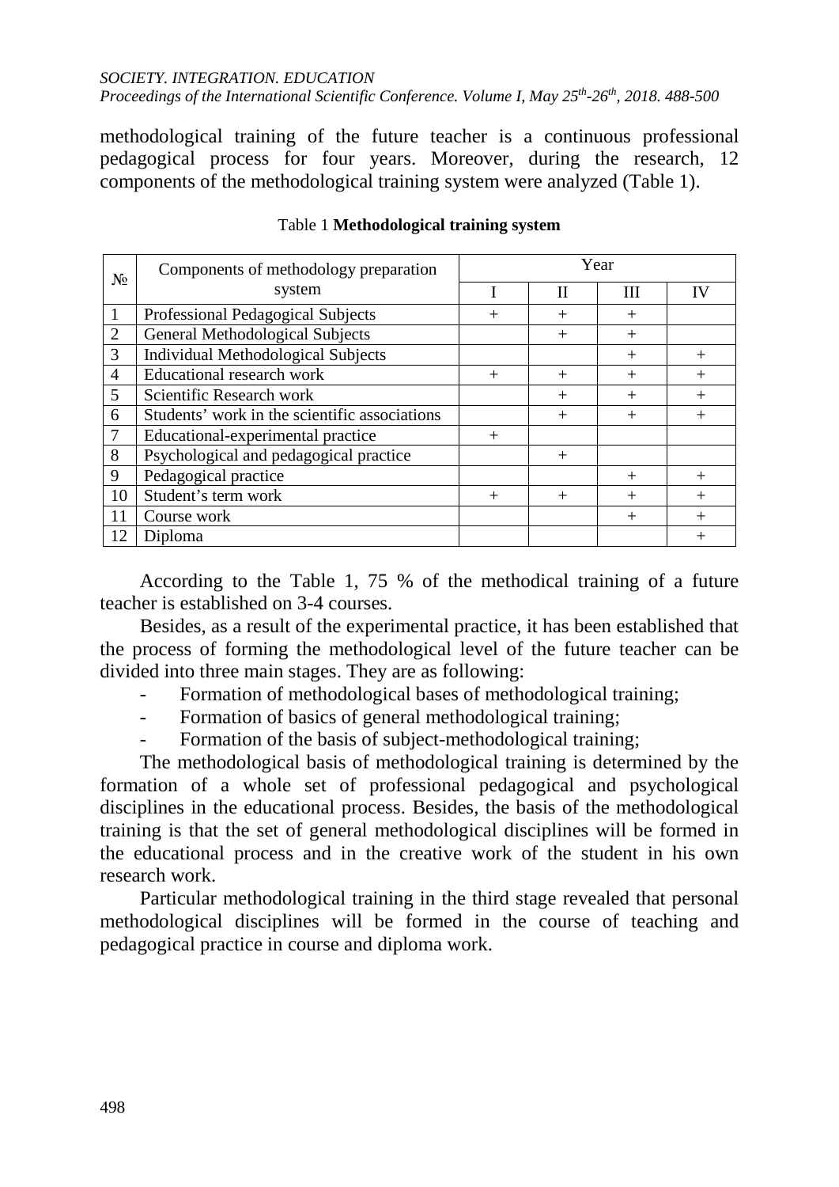methodological training of the future teacher is a continuous professional pedagogical process for four years. Moreover, during the research, 12 components of the methodological training system were analyzed (Table 1).

Table 1 **Methodological training system**

| № | Components of methodology preparation system | Year | | | |
|---|---|---|---|---|---|
| | | I | II | III | IV |
| 1 | Professional Pedagogical Subjects | + | + | + | |
| 2 | General Methodological Subjects | | + | + | |
| 3 | Individual Methodological Subjects | | | + | + |
| 4 | Educational research work | + | + | + | + |
| 5 | Scientific Research work | | + | + | + |
| 6 | Students' work in the scientific associations | | + | + | + |
| 7 | Educational-experimental practice | + | | | |
| 8 | Psychological and pedagogical practice | | + | | |
| 9 | Pedagogical practice | | | + | + |
| 10 | Student's term work | + | + | + | + |
| 11 | Course work | | | + | + |
| 12 | Diploma | | | | + |

According to the Table 1, 75 % of the methodical training of a future teacher is established on 3-4 courses.

Besides, as a result of the experimental practice, it has been established that the process of forming the methodological level of the future teacher can be divided into three main stages. They are as following:

- Formation of methodological bases of methodological training;
- Formation of basics of general methodological training;
- Formation of the basis of subject-methodological training;

The methodological basis of methodological training is determined by the formation of a whole set of professional pedagogical and psychological disciplines in the educational process. Besides, the basis of the methodological training is that the set of general methodological disciplines will be formed in the educational process and in the creative work of the student in his own research work.

Particular methodological training in the third stage revealed that personal methodological disciplines will be formed in the course of teaching and pedagogical practice in course and diploma work.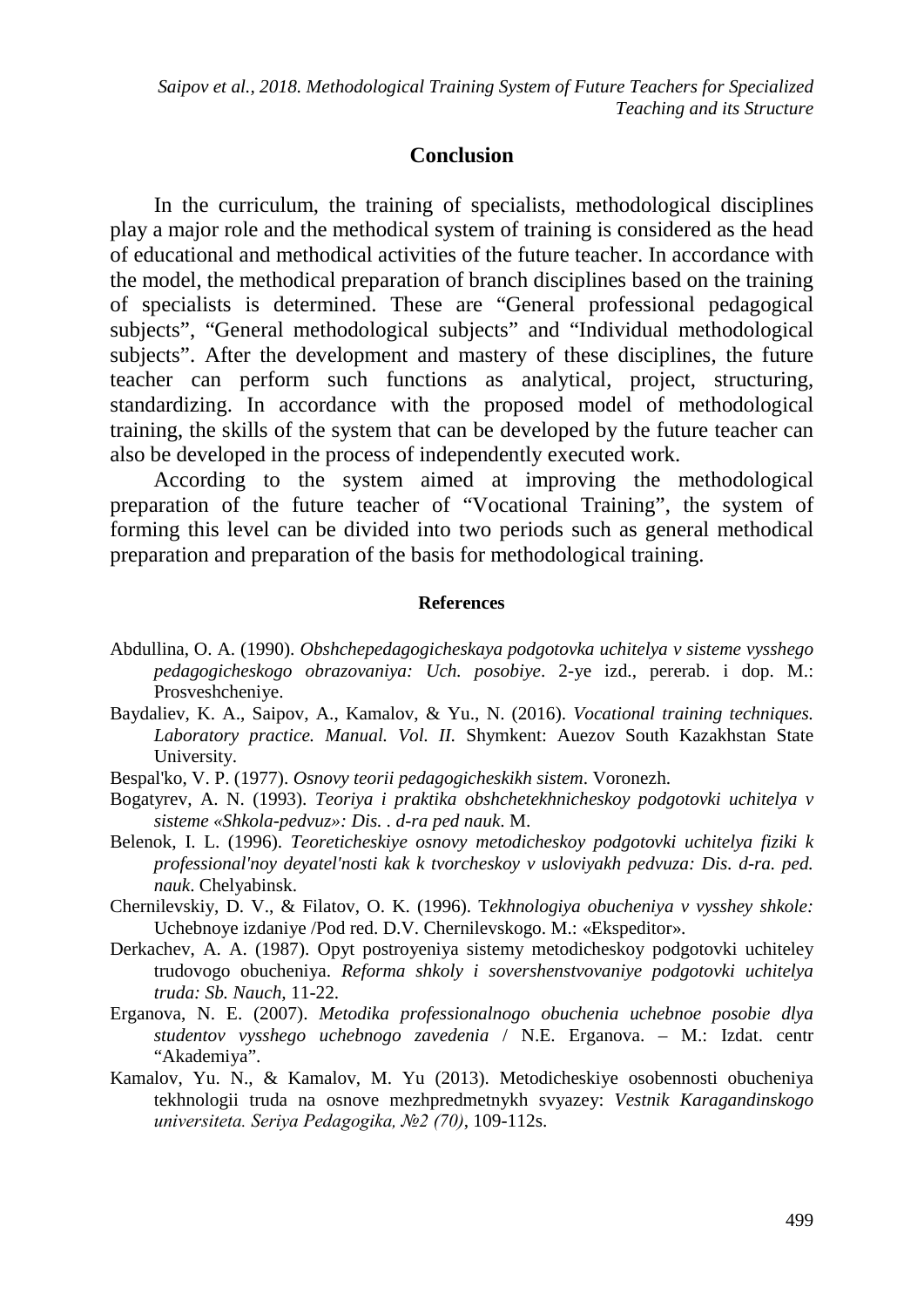## Conclusion

In the curriculum, the training of specialists, methodological disciplines play a major role and the methodical system of training is considered as the head of educational and methodical activities of the future teacher. In accordance with the model, the methodical preparation of branch disciplines based on the training of specialists is determined. These are "General professional pedagogical subjects", "General methodological subjects" and "Individual methodological subjects". After the development and mastery of these disciplines, the future teacher can perform such functions as analytical, project, structuring, standardizing. In accordance with the proposed model of methodological training, the skills of the system that can be developed by the future teacher can also be developed in the process of independently executed work.

According to the system aimed at improving the methodological preparation of the future teacher of "Vocational Training", the system of forming this level can be divided into two periods such as general methodical preparation and preparation of the basis for methodological training.

### References

Abdullina, O. A. (1990). *Obshchepedagogicheskaya podgotovka uchitelya v sisteme vysshego pedagogicheskogo obrazovaniya: Uch. posobiye*. 2-ye izd., pererab. i dop. M.: Prosveshcheniye.

Baydaliev, K. A., Saipov, A., Kamalov, & Yu., N. (2016). *Vocational training techniques. Laboratory practice. Manual. Vol. II.* Shymkent: Auezov South Kazakhstan State University.

Bespal'ko, V. P. (1977). *Osnovy teorii pedagogicheskikh sistem*. Voronezh.

Bogatyrev, A. N. (1993). *Teoriya i praktika obshchetekhnicheskoy podgotovki uchitelya v sisteme «Shkola-pedvuz»: Dis. . d-ra ped nauk*. M.

Belenok, I. L. (1996). *Teoreticheskiye osnovy metodicheskoy podgotovki uchitelya fiziki k professional'noy deyatel'nosti kak k tvorcheskoy v usloviyakh pedvuza: Dis. d-ra. ped. nauk*. Chelyabinsk.

Chernilevskiy, D. V., & Filatov, O. K. (1996). T*ekhnologiya obucheniya v vysshey shkole:* Uchebnoye izdaniye /Pod red. D.V. Chernilevskogo. M.: «Ekspeditor».

Derkachev, A. A. (1987). Opyt postroyeniya sistemy metodicheskoy podgotovki uchiteley trudovogo obucheniya. *Reforma shkoly i sovershenstvovaniye podgotovki uchitelya truda: Sb. Nauch*, 11-22.

Erganova, N. E. (2007). *Metodika professionalnogo obuchenia uchebnoe posobie dlya studentov vysshego uchebnogo zavedenia* / N.E. Erganova. – M.: Izdat. centr "Akademiya".

Kamalov, Yu. N., & Kamalov, M. Yu (2013). Metodicheskiye osobennosti obucheniya tekhnologii truda na osnove mezhpredmetnykh svyazey: *Vestnik Karagandinskogo universiteta. Seriya Pedagogika, №2 (70)*, 109-112s.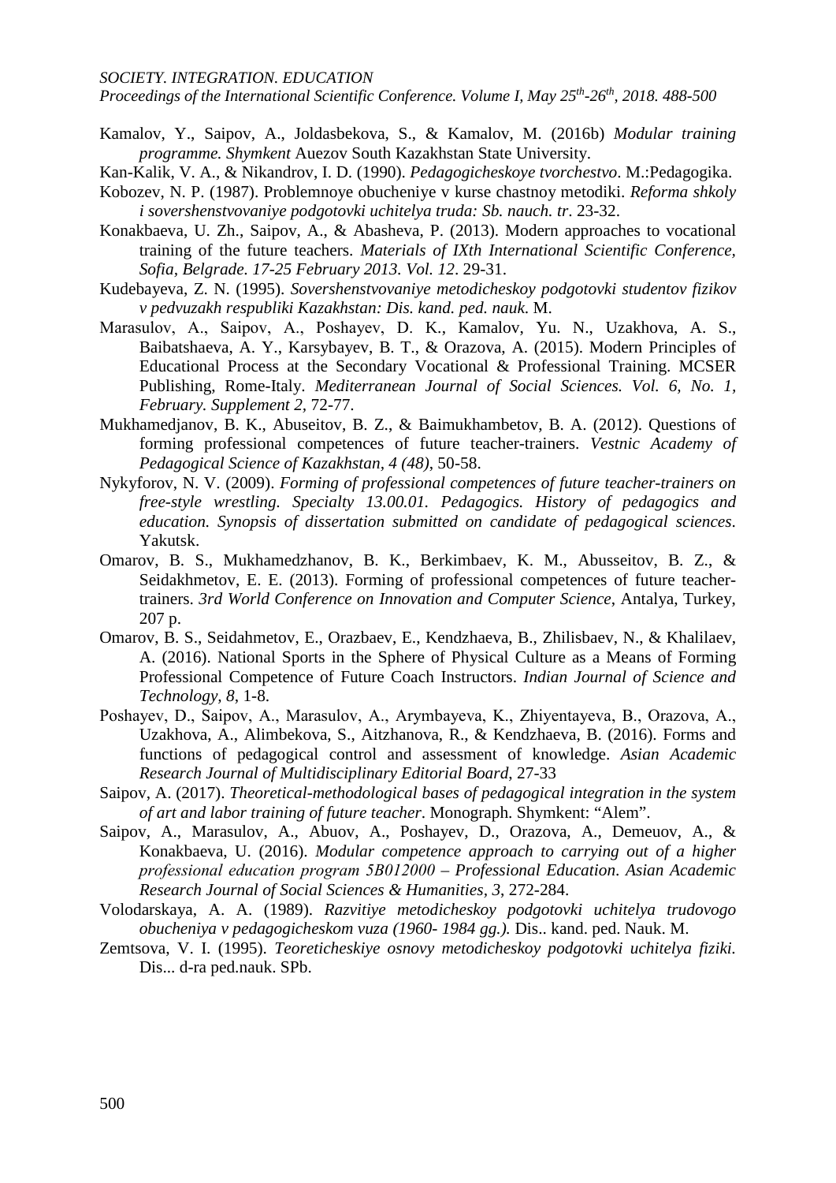Kamalov, Y., Saipov, A., Joldasbekova, S., & Kamalov, M. (2016b) *Modular training programme. Shymkent* Auezov South Kazakhstan State University.

Kan-Kalik, V. A., & Nikandrov, I. D. (1990). *Pedagogicheskoye tvorchestvo*. M.:Pedagogika.

Kobozev, N. P. (1987). Problemnoye obucheniye v kurse chastnoy metodiki. *Reforma shkoly i sovershenstvovaniye podgotovki uchitelya truda: Sb. nauch. tr*. 23-32.

Konakbaeva, U. Zh., Saipov, A., & Abasheva, P. (2013). Modern approaches to vocational training of the future teachers. *Materials of IXth International Scientific Conference, Sofia, Belgrade. 17-25 February 2013. Vol. 12*. 29-31.

Kudebayeva, Z. N. (1995). *Sovershenstvovaniye metodicheskoy podgotovki studentov fizikov v pedvuzakh respubliki Kazakhstan: Dis. kand. ped. nauk*. M.

Marasulov, A., Saipov, A., Poshayev, D. K., Kamalov, Yu. N., Uzakhova, A. S., Baibatshaeva, A. Y., Karsybayev, B. T., & Orazova, A. (2015). Modern Principles of Educational Process at the Secondary Vocational & Professional Training. MCSER Publishing, Rome-Italy. *Mediterranean Journal of Social Sciences. Vol. 6, No. 1, February. Supplement 2*, 72-77.

Mukhamedjanov, B. K., Abuseitov, B. Z., & Baimukhambetov, B. A. (2012). Questions of forming professional competences of future teacher-trainers. *Vestnic Academy of Pedagogical Science of Kazakhstan, 4 (48)*, 50-58.

Nykyforov, N. V. (2009). *Forming of professional competences of future teacher-trainers on free-style wrestling. Specialty 13.00.01. Pedagogics. History of pedagogics and education. Synopsis of dissertation submitted on candidate of pedagogical sciences*. Yakutsk.

Omarov, B. S., Mukhamedzhanov, B. K., Berkimbaev, K. M., Abusseitov, B. Z., & Seidakhmetov, E. E. (2013). Forming of professional competences of future teacher-trainers. *3rd World Conference on Innovation and Computer Science*, Antalya, Turkey, 207 p.

Omarov, B. S., Seidahmetov, E., Orazbaev, E., Kendzhaeva, B., Zhilisbaev, N., & Khalilaev, A. (2016). National Sports in the Sphere of Physical Culture as a Means of Forming Professional Competence of Future Coach Instructors. *Indian Journal of Science and Technology, 8*, 1-8.

Poshayev, D., Saipov, A., Marasulov, A., Arymbayeva, K., Zhiyentayeva, B., Orazova, A., Uzakhova, A., Alimbekova, S., Aitzhanova, R., & Kendzhaeva, B. (2016). Forms and functions of pedagogical control and assessment of knowledge. *Asian Academic Research Journal of Multidisciplinary Editorial Board*, 27-33

Saipov, A. (2017). *Theoretical-methodological bases of pedagogical integration in the system of art and labor training of future teacher*. Monograph. Shymkent: "Alem".

Saipov, A., Marasulov, A., Abuov, A., Poshayev, D., Orazova, A., Demeuov, A., & Konakbaeva, U. (2016). *Modular competence approach to carrying out of a higher professional education program 5B012000 – Professional Education. Asian Academic Research Journal of Social Sciences & Humanities, 3*, 272-284.

Volodarskaya, A. A. (1989). *Razvitiye metodicheskoy podgotovki uchitelya trudovogo obucheniya v pedagogicheskom vuza (1960- 1984 gg.)*. Dis.. kand. ped. Nauk. M.

Zemtsova, V. I. (1995). *Teoreticheskiye osnovy metodicheskoy podgotovki uchitelya fiziki.* Dis... d-ra ped.nauk. SPb.